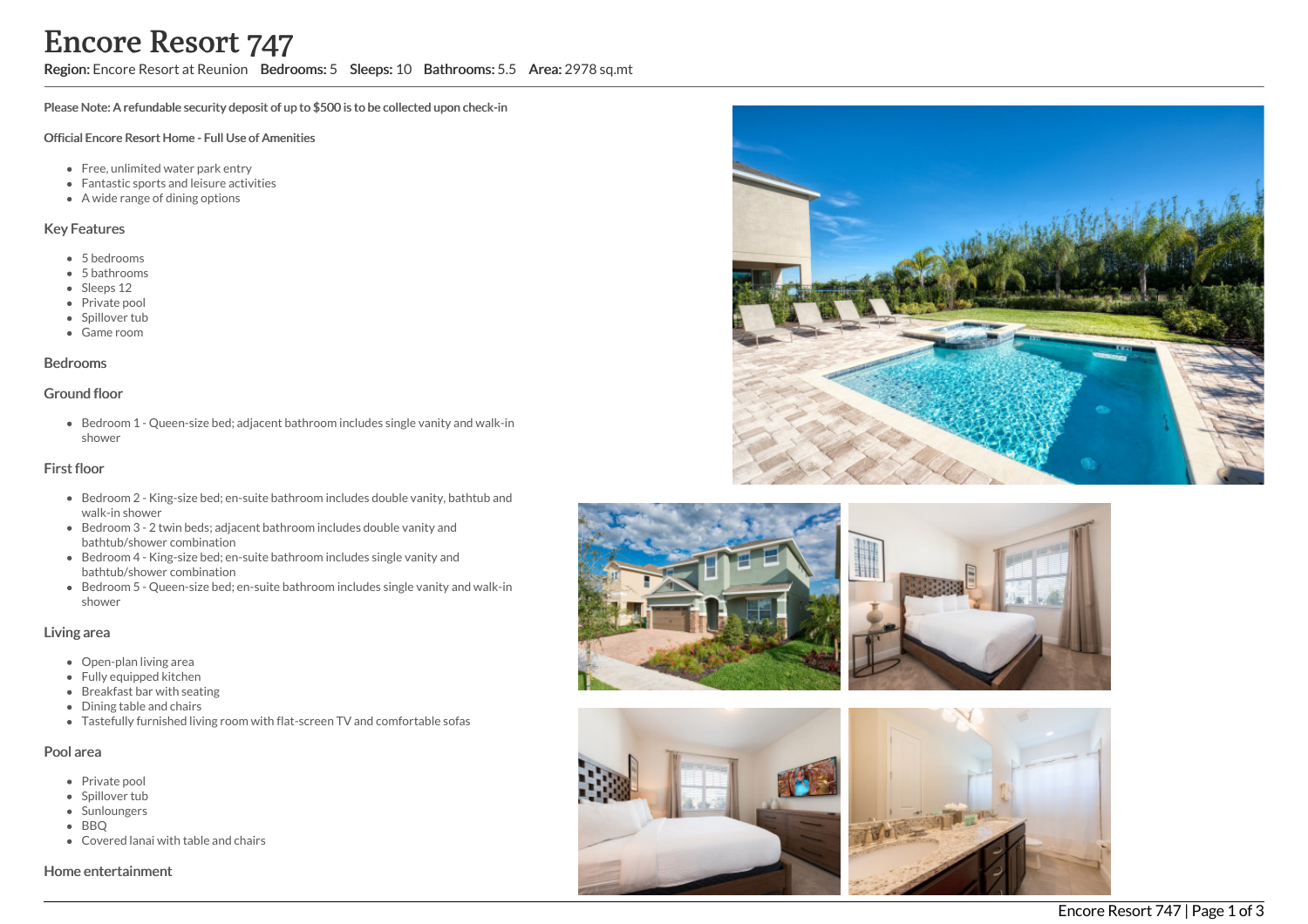# Encore Resort 747

**Region:** Encore Resort at Reunion **Bedrooms:** 5 **Sleeps:** 10 **Bathrooms:** 5.5 **Area:** 2978 sq.mt

**Please Note: A refundable security deposit of up to $500 is to be collected upon check-in**

**Official Encore Resort Home - Full Use of Amenities**

- Free, unlimited water park entry
- Fantastic sports and leisure activities
- A wide range of dining options

## Key Features

- 5 bedrooms
- 5 bathrooms
- Sleeps 12
- Private pool
- Spillover tub
- Game room

## Bedrooms

## Ground floor

- Bedroom 1 - Queen-size bed; adjacent bathroom includes single vanity and walk-in shower

## First floor

- Bedroom 2 - King-size bed; en-suite bathroom includes double vanity, bathtub and walk-in shower
- Bedroom 3 - 2 twin beds; adjacent bathroom includes double vanity and bathtub/shower combination
- Bedroom 4 - King-size bed; en-suite bathroom includes single vanity and bathtub/shower combination
- Bedroom 5 - Queen-size bed; en-suite bathroom includes single vanity and walk-in shower

## Living area

- Open-plan living area
- Fully equipped kitchen
- Breakfast bar with seating
- Dining table and chairs
- Tastefully furnished living room with flat-screen TV and comfortable sofas

## Pool area

- Private pool
- Spillover tub
- Sunloungers
- BBQ
- Covered lanai with table and chairs

## Home entertainment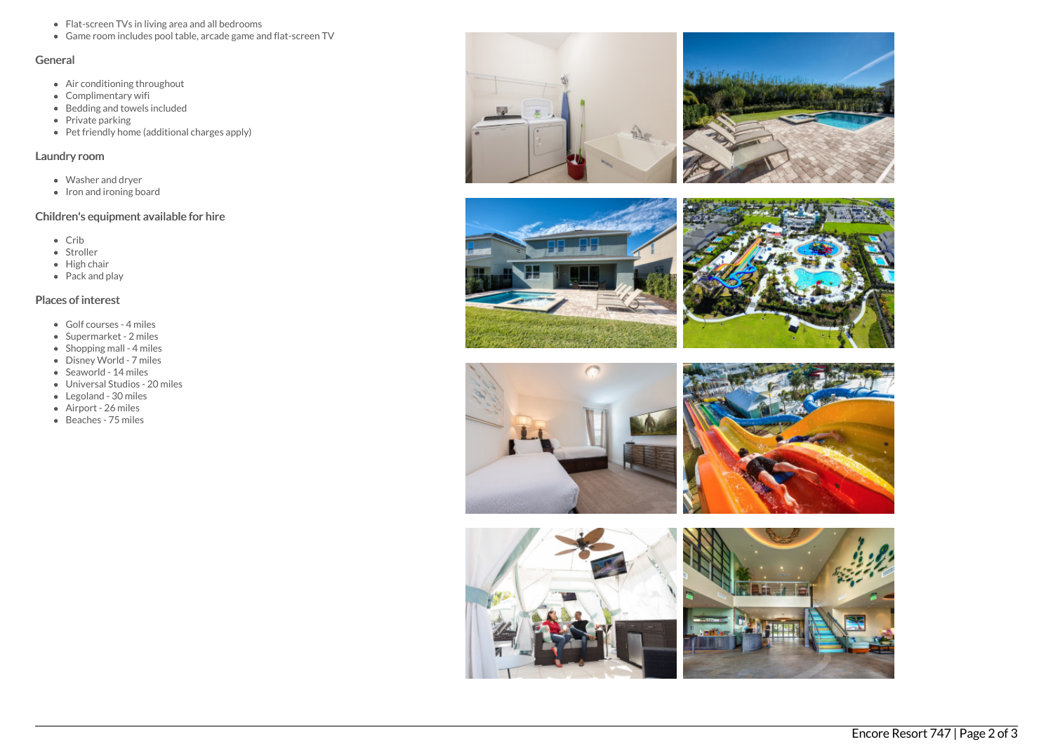- Flat-screen TVs in living area and all bedrooms
- Game room includes pool table, arcade game and flat-screen TV

### General

- Air conditioning throughout
- Complimentary wifi
- Bedding and towels included
- Private parking
- Pet friendly home (additional charges apply)

### Laundry room

- Washer and dryer
- Iron and ironing board

### Children's equipment available for hire

- Crib
- Stroller
- High chair
- Pack and play

### Places of interest

- Golf courses - 4 miles
- Supermarket - 2 miles
- Shopping mall - 4 miles
- Disney World - 7 miles
- Seaworld - 14 miles
- Universal Studios - 20 miles
- Legoland - 30 miles
- Airport - 26 miles
- Beaches - 75 miles